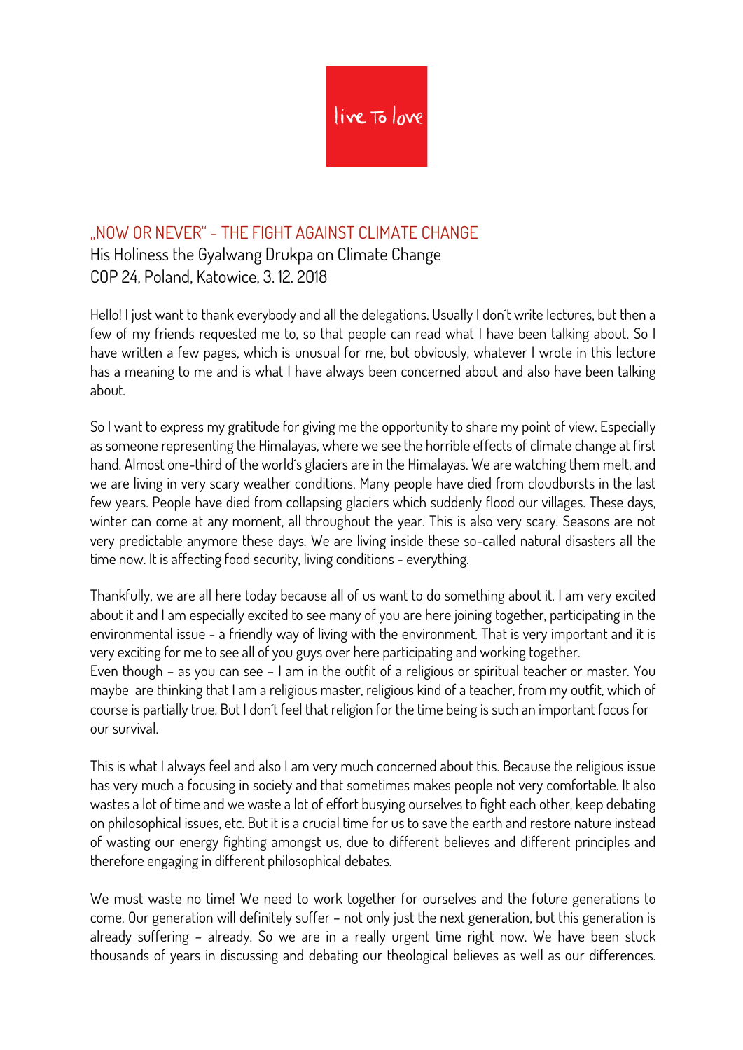live To love

## „NOW OR NEVER" - THE FIGHT AGAINST CLIMATE CHANGE

His Holiness the Gyalwang Drukpa on Climate Change
COP 24, Poland, Katowice, 3. 12. 2018

Hello! I just want to thank everybody and all the delegations. Usually I don´t write lectures, but then a few of my friends requested me to, so that people can read what I have been talking about. So I have written a few pages, which is unusual for me, but obviously, whatever I wrote in this lecture has a meaning to me and is what I have always been concerned about and also have been talking about.

So I want to express my gratitude for giving me the opportunity to share my point of view. Especially as someone representing the Himalayas, where we see the horrible effects of climate change at first hand. Almost one-third of the world´s glaciers are in the Himalayas. We are watching them melt, and we are living in very scary weather conditions. Many people have died from cloudbursts in the last few years. People have died from collapsing glaciers which suddenly flood our villages. These days, winter can come at any moment, all throughout the year. This is also very scary. Seasons are not very predictable anymore these days. We are living inside these so-called natural disasters all the time now. It is affecting food security, living conditions - everything.

Thankfully, we are all here today because all of us want to do something about it. I am very excited about it and I am especially excited to see many of you are here joining together, participating in the environmental issue - a friendly way of living with the environment. That is very important and it is very exciting for me to see all of you guys over here participating and working together.
Even though – as you can see – I am in the outfit of a religious or spiritual teacher or master. You maybe are thinking that I am a religious master, religious kind of a teacher, from my outfit, which of course is partially true. But I don´t feel that religion for the time being is such an important focus for our survival.

This is what I always feel and also I am very much concerned about this. Because the religious issue has very much a focusing in society and that sometimes makes people not very comfortable. It also wastes a lot of time and we waste a lot of effort busying ourselves to fight each other, keep debating on philosophical issues, etc. But it is a crucial time for us to save the earth and restore nature instead of wasting our energy fighting amongst us, due to different believes and different principles and therefore engaging in different philosophical debates.

We must waste no time! We need to work together for ourselves and the future generations to come. Our generation will definitely suffer – not only just the next generation, but this generation is already suffering – already. So we are in a really urgent time right now. We have been stuck thousands of years in discussing and debating our theological believes as well as our differences.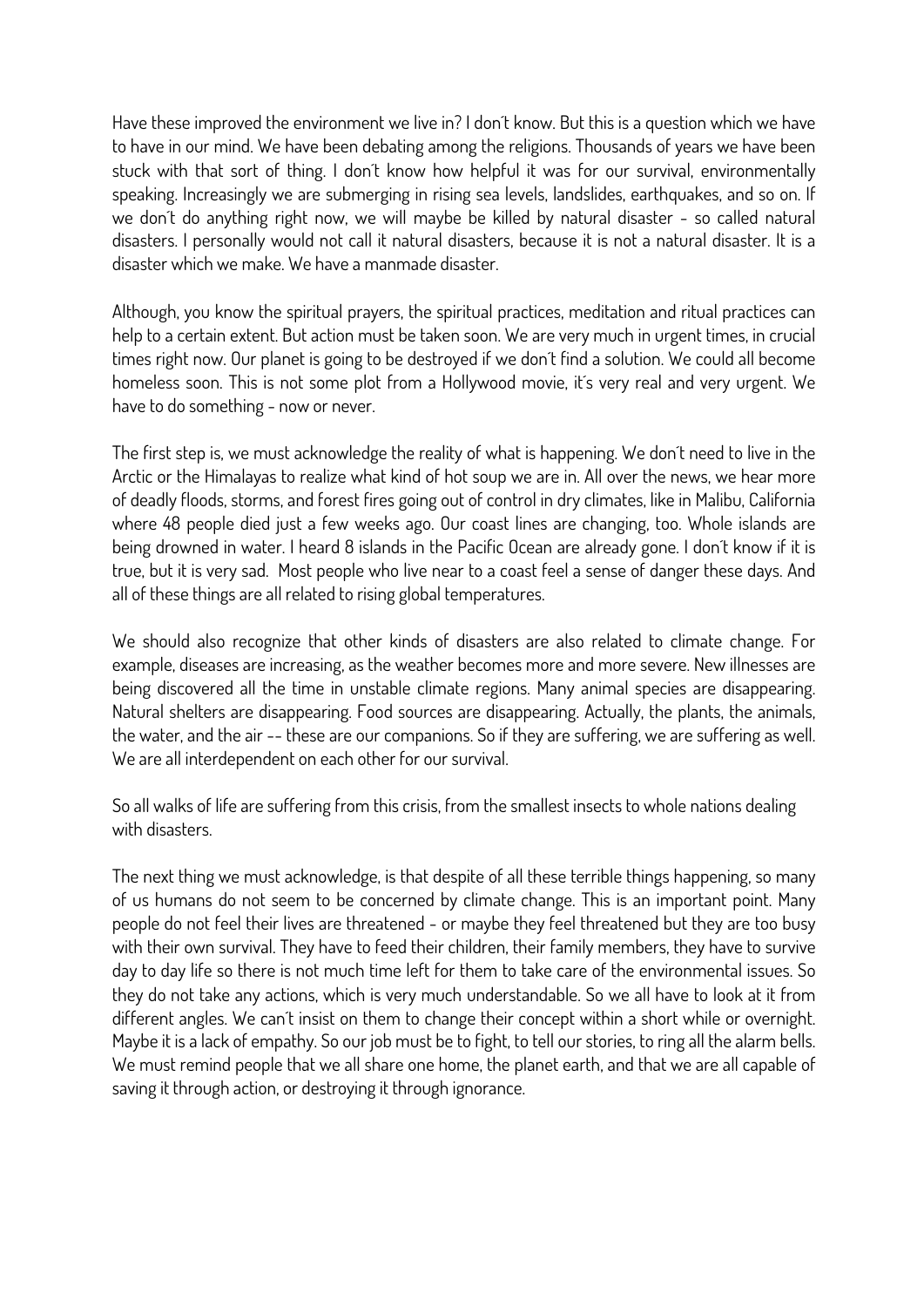Have these improved the environment we live in? I don´t know. But this is a question which we have to have in our mind. We have been debating among the religions. Thousands of years we have been stuck with that sort of thing. I don´t know how helpful it was for our survival, environmentally speaking. Increasingly we are submerging in rising sea levels, landslides, earthquakes, and so on. If we don´t do anything right now, we will maybe be killed by natural disaster - so called natural disasters. I personally would not call it natural disasters, because it is not a natural disaster. It is a disaster which we make. We have a manmade disaster.

Although, you know the spiritual prayers, the spiritual practices, meditation and ritual practices can help to a certain extent. But action must be taken soon. We are very much in urgent times, in crucial times right now. Our planet is going to be destroyed if we don´t find a solution. We could all become homeless soon. This is not some plot from a Hollywood movie, it´s very real and very urgent. We have to do something - now or never.

The first step is, we must acknowledge the reality of what is happening. We don´t need to live in the Arctic or the Himalayas to realize what kind of hot soup we are in. All over the news, we hear more of deadly floods, storms, and forest fires going out of control in dry climates, like in Malibu, California where 48 people died just a few weeks ago. Our coast lines are changing, too. Whole islands are being drowned in water. I heard 8 islands in the Pacific Ocean are already gone. I don´t know if it is true, but it is very sad. Most people who live near to a coast feel a sense of danger these days. And all of these things are all related to rising global temperatures.

We should also recognize that other kinds of disasters are also related to climate change. For example, diseases are increasing, as the weather becomes more and more severe. New illnesses are being discovered all the time in unstable climate regions. Many animal species are disappearing. Natural shelters are disappearing. Food sources are disappearing. Actually, the plants, the animals, the water, and the air -- these are our companions. So if they are suffering, we are suffering as well. We are all interdependent on each other for our survival.

So all walks of life are suffering from this crisis, from the smallest insects to whole nations dealing with disasters.

The next thing we must acknowledge, is that despite of all these terrible things happening, so many of us humans do not seem to be concerned by climate change. This is an important point. Many people do not feel their lives are threatened - or maybe they feel threatened but they are too busy with their own survival. They have to feed their children, their family members, they have to survive day to day life so there is not much time left for them to take care of the environmental issues. So they do not take any actions, which is very much understandable. So we all have to look at it from different angles. We can´t insist on them to change their concept within a short while or overnight. Maybe it is a lack of empathy. So our job must be to fight, to tell our stories, to ring all the alarm bells. We must remind people that we all share one home, the planet earth, and that we are all capable of saving it through action, or destroying it through ignorance.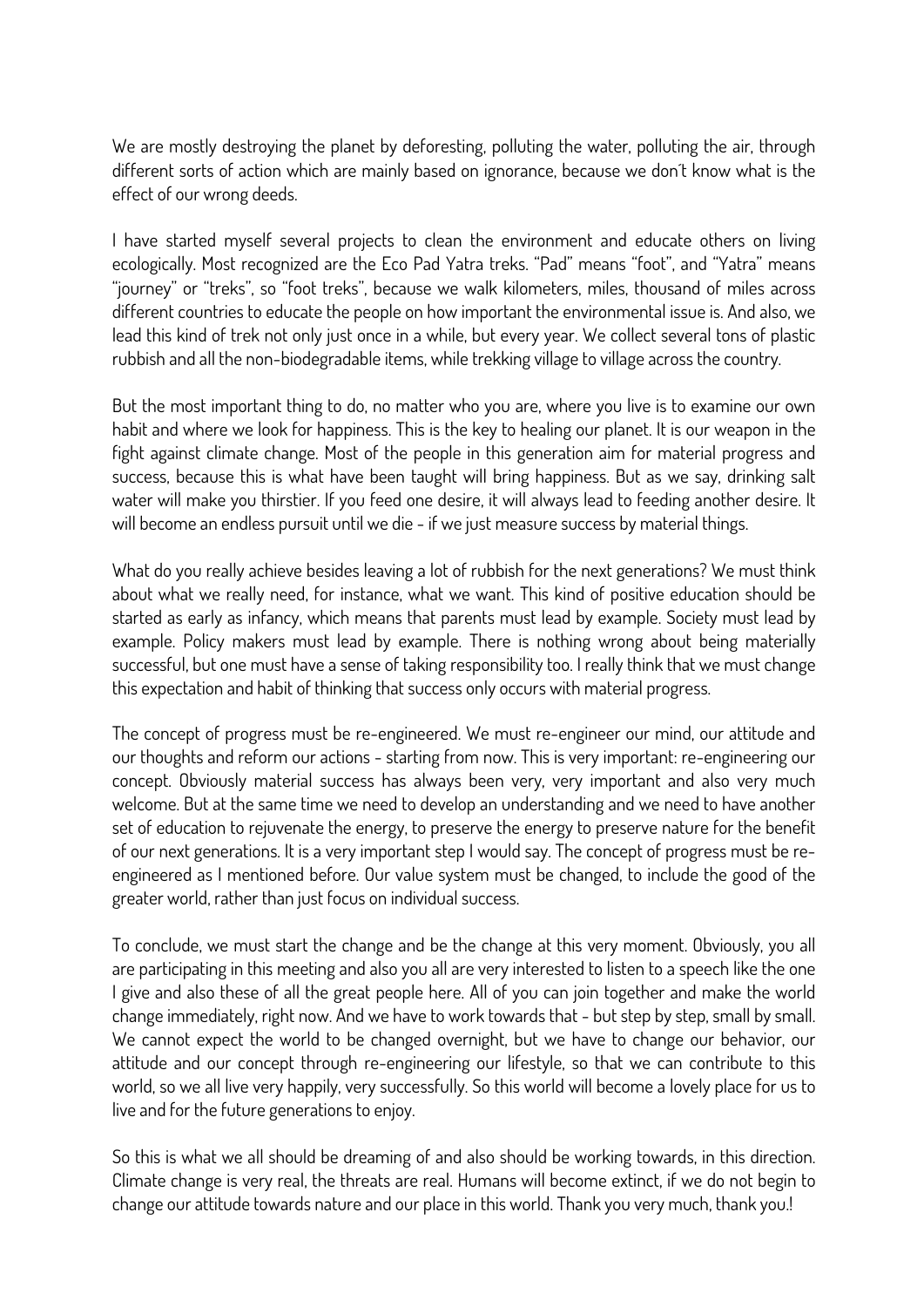We are mostly destroying the planet by deforesting, polluting the water, polluting the air, through different sorts of action which are mainly based on ignorance, because we don´t know what is the effect of our wrong deeds.

I have started myself several projects to clean the environment and educate others on living ecologically. Most recognized are the Eco Pad Yatra treks. "Pad" means "foot", and "Yatra" means "journey" or "treks", so "foot treks", because we walk kilometers, miles, thousand of miles across different countries to educate the people on how important the environmental issue is. And also, we lead this kind of trek not only just once in a while, but every year. We collect several tons of plastic rubbish and all the non-biodegradable items, while trekking village to village across the country.

But the most important thing to do, no matter who you are, where you live is to examine our own habit and where we look for happiness. This is the key to healing our planet. It is our weapon in the fight against climate change. Most of the people in this generation aim for material progress and success, because this is what have been taught will bring happiness. But as we say, drinking salt water will make you thirstier. If you feed one desire, it will always lead to feeding another desire. It will become an endless pursuit until we die - if we just measure success by material things.

What do you really achieve besides leaving a lot of rubbish for the next generations? We must think about what we really need, for instance, what we want. This kind of positive education should be started as early as infancy, which means that parents must lead by example. Society must lead by example. Policy makers must lead by example. There is nothing wrong about being materially successful, but one must have a sense of taking responsibility too. I really think that we must change this expectation and habit of thinking that success only occurs with material progress.

The concept of progress must be re-engineered. We must re-engineer our mind, our attitude and our thoughts and reform our actions - starting from now. This is very important: re-engineering our concept. Obviously material success has always been very, very important and also very much welcome. But at the same time we need to develop an understanding and we need to have another set of education to rejuvenate the energy, to preserve the energy to preserve nature for the benefit of our next generations. It is a very important step I would say. The concept of progress must be re-engineered as I mentioned before. Our value system must be changed, to include the good of the greater world, rather than just focus on individual success.

To conclude, we must start the change and be the change at this very moment. Obviously, you all are participating in this meeting and also you all are very interested to listen to a speech like the one I give and also these of all the great people here. All of you can join together and make the world change immediately, right now. And we have to work towards that - but step by step, small by small. We cannot expect the world to be changed overnight, but we have to change our behavior, our attitude and our concept through re-engineering our lifestyle, so that we can contribute to this world, so we all live very happily, very successfully. So this world will become a lovely place for us to live and for the future generations to enjoy.

So this is what we all should be dreaming of and also should be working towards, in this direction. Climate change is very real, the threats are real. Humans will become extinct, if we do not begin to change our attitude towards nature and our place in this world. Thank you very much, thank you.!